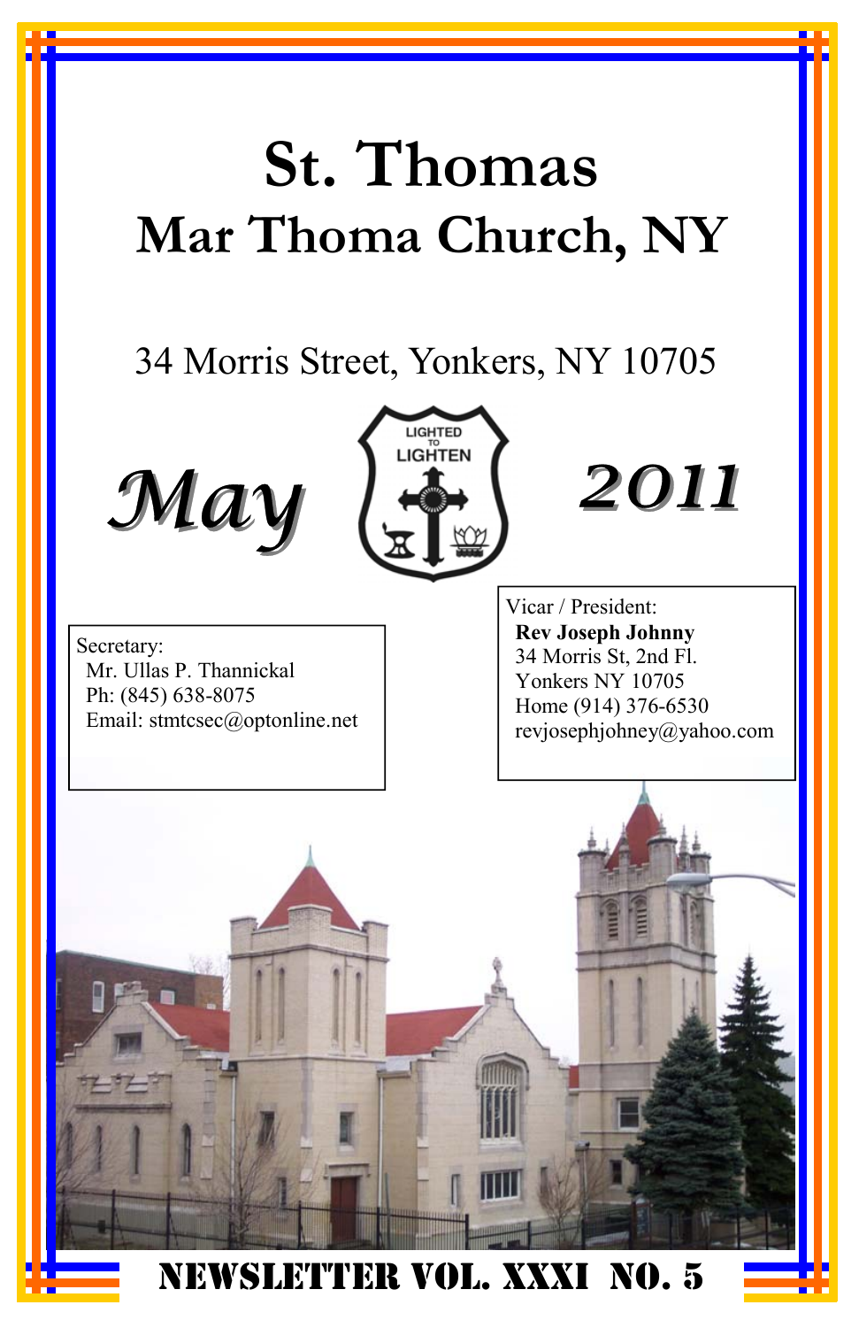# St. Thomas
## Mar Thoma Church, NY

34 Morris Street, Yonkers, NY 10705

*May* LIGHTED TO LIGHTEN *2011*

Secretary:
Mr. Ullas P. Thannickal
Ph: (845) 638-8075
Email: stmtcsec@optonline.net

Vicar / President:
**Rev Joseph Johnny**
34 Morris St, 2nd Fl.
Yonkers NY 10705
Home (914) 376-6530
revjosephjohney@yahoo.com

**NEWSLETTER VOL. XXXI NO. 5**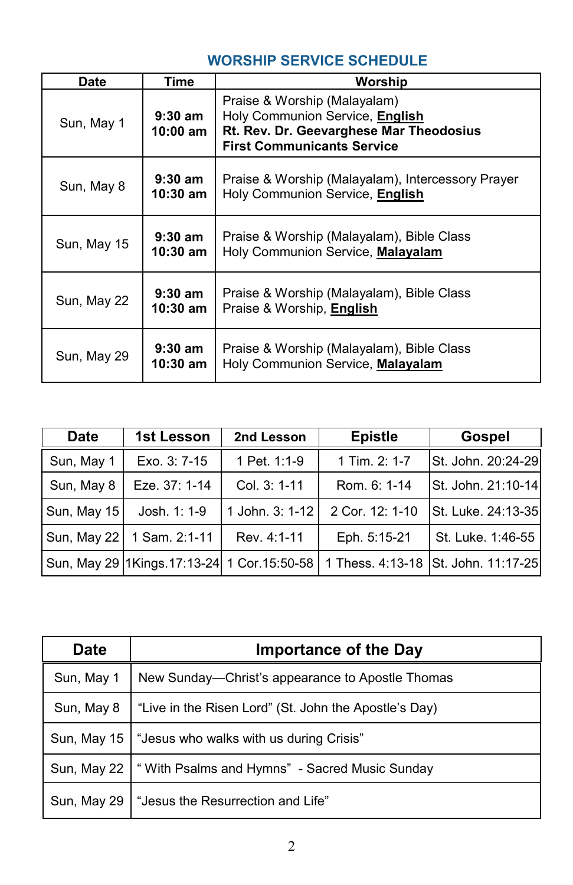## WORSHIP SERVICE SCHEDULE

| Date | Time | Worship |
|---|---|---|
| Sun, May 1 | **9:30 am**<br>**10:00 am** | Praise & Worship (Malayalam)<br>Holy Communion Service, **English**<br>**Rt. Rev. Dr. Geevarghese Mar Theodosius**<br>**First Communicants Service** |
| Sun, May 8 | **9:30 am**<br>**10:30 am** | Praise & Worship (Malayalam), Intercessory Prayer<br>Holy Communion Service, **English** |
| Sun, May 15 | **9:30 am**<br>**10:30 am** | Praise & Worship (Malayalam), Bible Class<br>Holy Communion Service, **Malayalam** |
| Sun, May 22 | **9:30 am**<br>**10:30 am** | Praise & Worship (Malayalam), Bible Class<br>Praise & Worship, **English** |
| Sun, May 29 | **9:30 am**<br>**10:30 am** | Praise & Worship (Malayalam), Bible Class<br>Holy Communion Service, **Malayalam** |

| Date | 1st Lesson | 2nd Lesson | Epistle | Gospel |
|---|---|---|---|---|
| Sun, May 1 | Exo. 3: 7-15 | 1 Pet. 1:1-9 | 1 Tim. 2: 1-7 | St. John. 20:24-29 |
| Sun, May 8 | Eze. 37: 1-14 | Col. 3: 1-11 | Rom. 6: 1-14 | St. John. 21:10-14 |
| Sun, May 15 | Josh. 1: 1-9 | 1 John. 3: 1-12 | 2 Cor. 12: 1-10 | St. Luke. 24:13-35 |
| Sun, May 22 | 1 Sam. 2:1-11 | Rev. 4:1-11 | Eph. 5:15-21 | St. Luke. 1:46-55 |
| Sun, May 29 | 1Kings.17:13-24 | 1 Cor.15:50-58 | 1 Thess. 4:13-18 | St. John. 11:17-25 |

| Date | Importance of the Day |
|---|---|
| Sun, May 1 | New Sunday—Christ's appearance to Apostle Thomas |
| Sun, May 8 | "Live in the Risen Lord" (St. John the Apostle's Day) |
| Sun, May 15 | "Jesus who walks with us during Crisis" |
| Sun, May 22 | " With Psalms and Hymns" - Sacred Music Sunday |
| Sun, May 29 | "Jesus the Resurrection and Life" |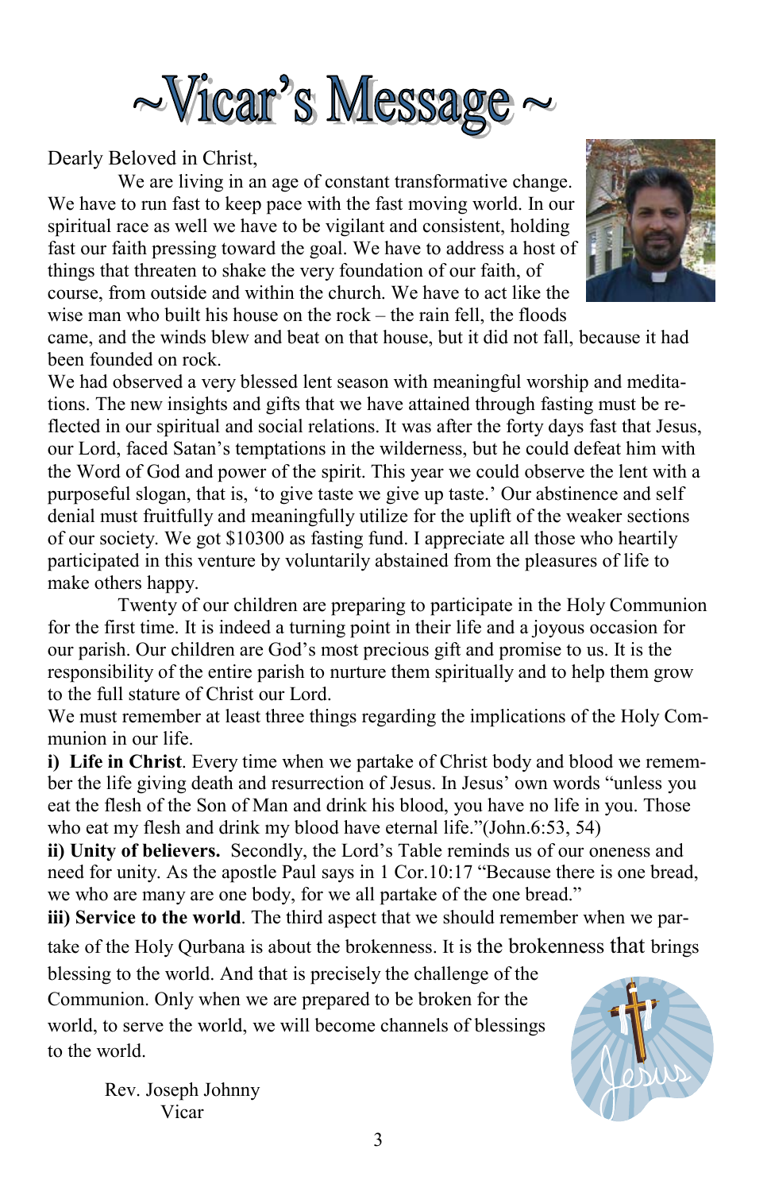# ~Vicar's Message ~

Dearly Beloved in Christ,

We are living in an age of constant transformative change. We have to run fast to keep pace with the fast moving world. In our spiritual race as well we have to be vigilant and consistent, holding fast our faith pressing toward the goal. We have to address a host of things that threaten to shake the very foundation of our faith, of course, from outside and within the church. We have to act like the wise man who built his house on the rock – the rain fell, the floods came, and the winds blew and beat on that house, but it did not fall, because it had been founded on rock.

We had observed a very blessed lent season with meaningful worship and meditations. The new insights and gifts that we have attained through fasting must be reflected in our spiritual and social relations. It was after the forty days fast that Jesus, our Lord, faced Satan's temptations in the wilderness, but he could defeat him with the Word of God and power of the spirit. This year we could observe the lent with a purposeful slogan, that is, 'to give taste we give up taste.' Our abstinence and self denial must fruitfully and meaningfully utilize for the uplift of the weaker sections of our society. We got $10300 as fasting fund. I appreciate all those who heartily participated in this venture by voluntarily abstained from the pleasures of life to make others happy.

Twenty of our children are preparing to participate in the Holy Communion for the first time. It is indeed a turning point in their life and a joyous occasion for our parish. Our children are God's most precious gift and promise to us. It is the responsibility of the entire parish to nurture them spiritually and to help them grow to the full stature of Christ our Lord.

We must remember at least three things regarding the implications of the Holy Communion in our life.

**i) Life in Christ**. Every time when we partake of Christ body and blood we remember the life giving death and resurrection of Jesus. In Jesus' own words "unless you eat the flesh of the Son of Man and drink his blood, you have no life in you. Those who eat my flesh and drink my blood have eternal life."(John.6:53, 54)

**ii) Unity of believers.** Secondly, the Lord's Table reminds us of our oneness and need for unity. As the apostle Paul says in 1 Cor.10:17 "Because there is one bread, we who are many are one body, for we all partake of the one bread."

**iii) Service to the world**. The third aspect that we should remember when we partake of the Holy Qurbana is about the brokenness. It is the brokenness that brings blessing to the world. And that is precisely the challenge of the Communion. Only when we are prepared to be broken for the world, to serve the world, we will become channels of blessings to the world.

Rev. Joseph Johnny
Vicar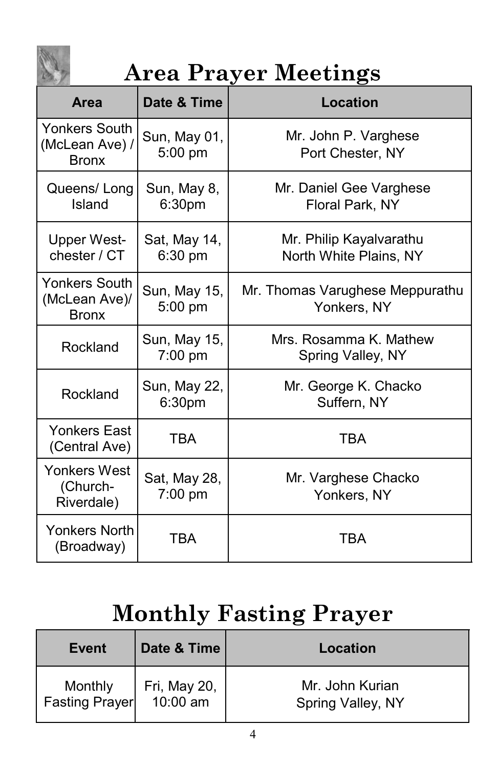# Area Prayer Meetings

| Area | Date & Time | Location |
|---|---|---|
| Yonkers South (McLean Ave) / Bronx | Sun, May 01, 5:00 pm | Mr. John P. Varghese Port Chester, NY |
| Queens/ Long Island | Sun, May 8, 6:30pm | Mr. Daniel Gee Varghese Floral Park, NY |
| Upper West-chester / CT | Sat, May 14, 6:30 pm | Mr. Philip Kayalvarathu North White Plains, NY |
| Yonkers South (McLean Ave)/ Bronx | Sun, May 15, 5:00 pm | Mr. Thomas Varughese Meppurathu Yonkers, NY |
| Rockland | Sun, May 15, 7:00 pm | Mrs. Rosamma K. Mathew Spring Valley, NY |
| Rockland | Sun, May 22, 6:30pm | Mr. George K. Chacko Suffern, NY |
| Yonkers East (Central Ave) | TBA | TBA |
| Yonkers West (Church-Riverdale) | Sat, May 28, 7:00 pm | Mr. Varghese Chacko Yonkers, NY |
| Yonkers North (Broadway) | TBA | TBA |

# Monthly Fasting Prayer

| Event | Date & Time | Location |
|---|---|---|
| Monthly Fasting Prayer | Fri, May 20, 10:00 am | Mr. John Kurian Spring Valley, NY |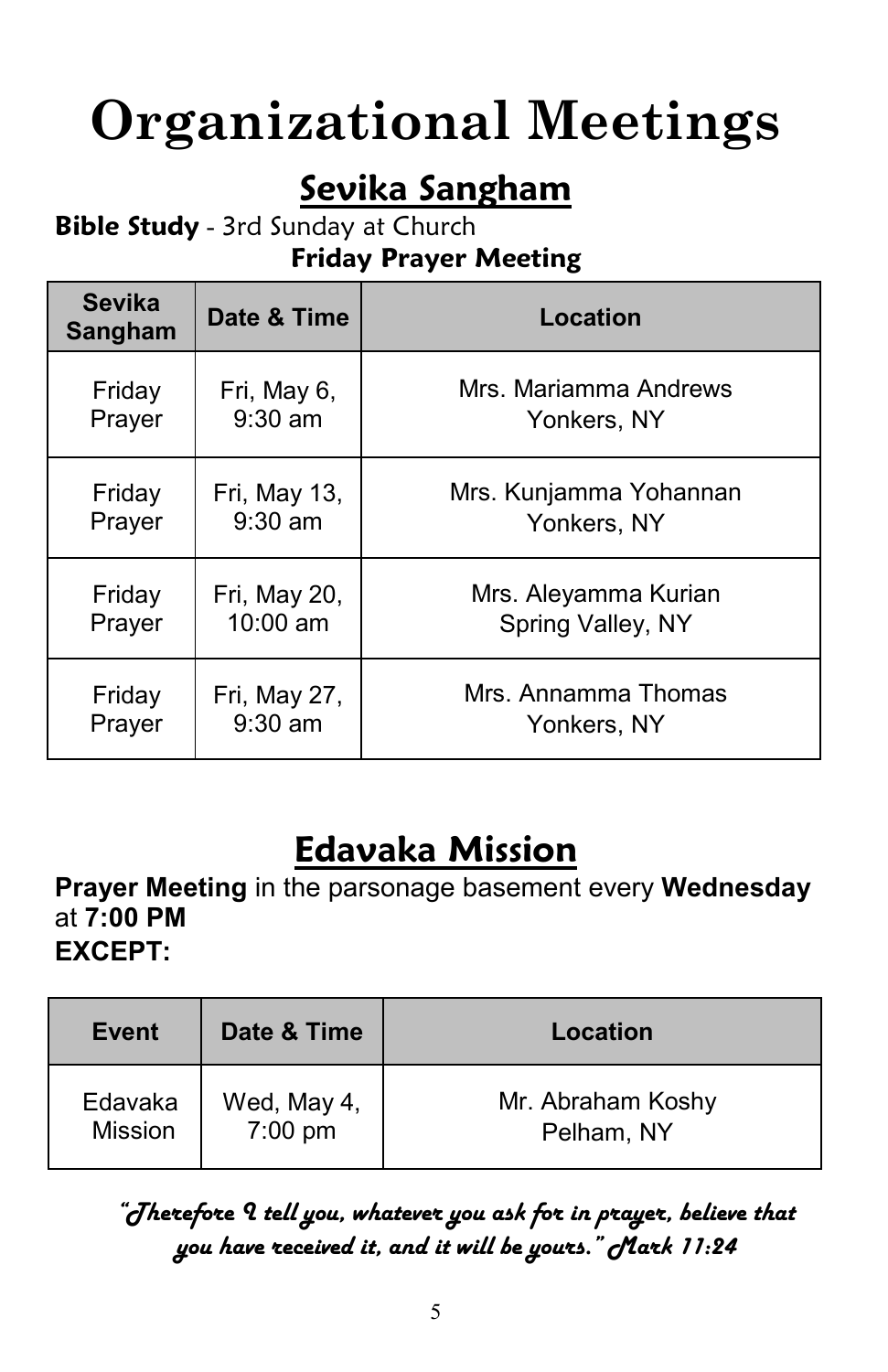# Organizational Meetings

## Sevika Sangham

**Bible Study** - 3rd Sunday at Church

**Friday Prayer Meeting**

| Sevika Sangham | Date & Time | Location |
|---|---|---|
| Friday Prayer | Fri, May 6, 9:30 am | Mrs. Mariamma Andrews Yonkers, NY |
| Friday Prayer | Fri, May 13, 9:30 am | Mrs. Kunjamma Yohannan Yonkers, NY |
| Friday Prayer | Fri, May 20, 10:00 am | Mrs. Aleyamma Kurian Spring Valley, NY |
| Friday Prayer | Fri, May 27, 9:30 am | Mrs. Annamma Thomas Yonkers, NY |

## Edavaka Mission

**Prayer Meeting** in the parsonage basement every **Wednesday** at **7:00 PM**
**EXCEPT:**

| Event | Date & Time | Location |
|---|---|---|
| Edavaka Mission | Wed, May 4, 7:00 pm | Mr. Abraham Koshy Pelham, NY |

*"Therefore I tell you, whatever you ask for in prayer, believe that you have received it, and it will be yours." Mark 11:24*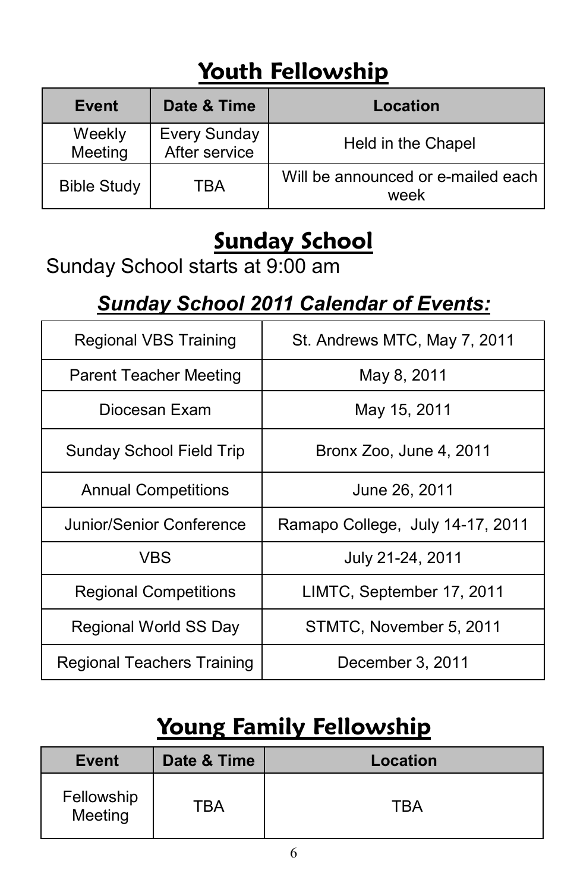# Youth Fellowship

| Event | Date & Time | Location |
| --- | --- | --- |
| Weekly Meeting | Every Sunday After service | Held in the Chapel |
| Bible Study | TBA | Will be announced or e-mailed each week |

# Sunday School

Sunday School starts at 9:00 am

## ***Sunday School 2011 Calendar of Events:***

| | |
| --- | --- |
| Regional VBS Training | St. Andrews MTC, May 7, 2011 |
| Parent Teacher Meeting | May 8, 2011 |
| Diocesan Exam | May 15, 2011 |
| Sunday School Field Trip | Bronx Zoo, June 4, 2011 |
| Annual Competitions | June 26, 2011 |
| Junior/Senior Conference | Ramapo College, July 14-17, 2011 |
| VBS | July 21-24, 2011 |
| Regional Competitions | LIMTC, September 17, 2011 |
| Regional World SS Day | STMTC, November 5, 2011 |
| Regional Teachers Training | December 3, 2011 |

# Young Family Fellowship

| Event | Date & Time | Location |
| --- | --- | --- |
| Fellowship Meeting | TBA | TBA |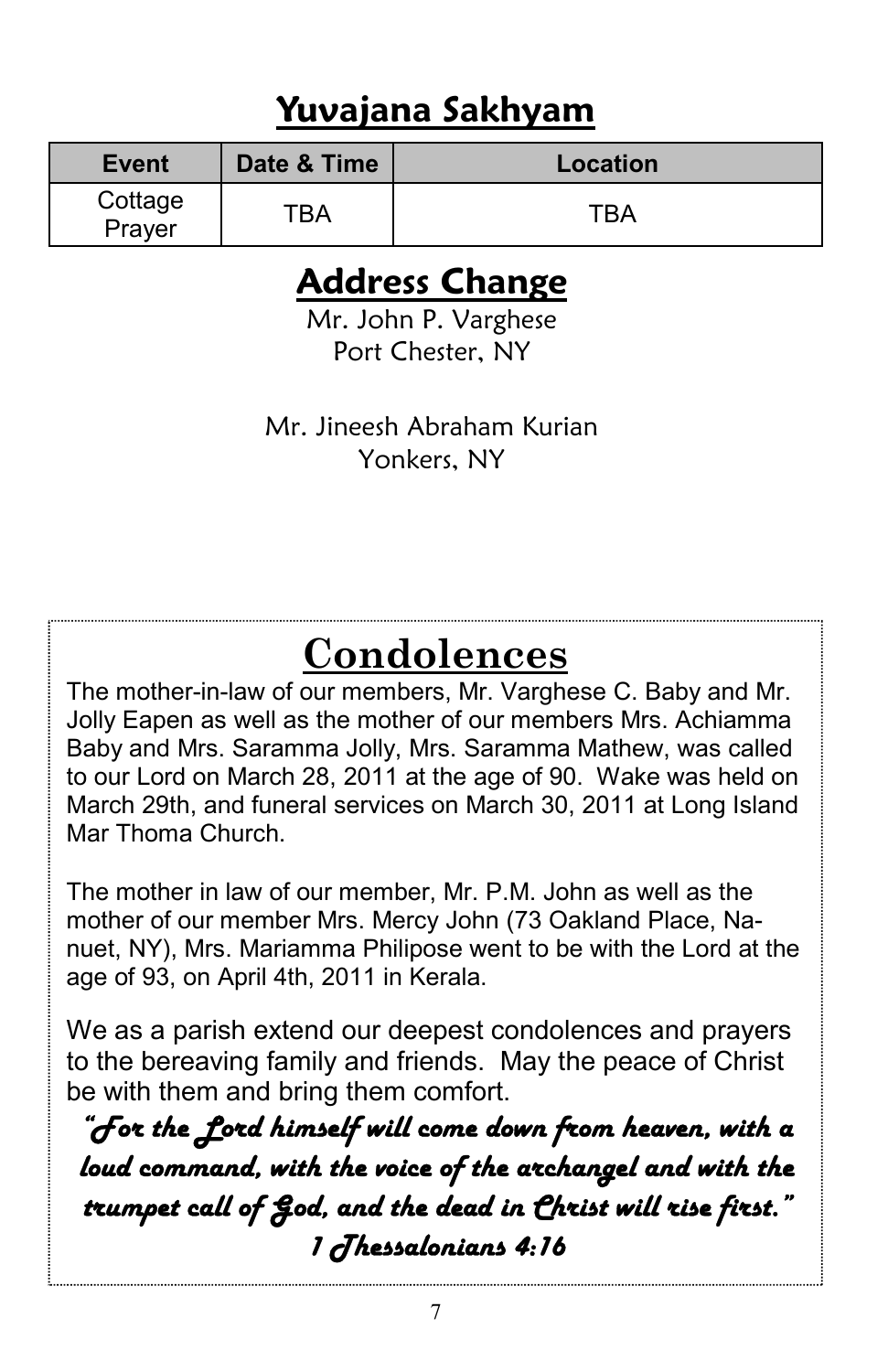## Yuvajana Sakhyam

| Event | Date & Time | Location |
|---|---|---|
| Cottage Prayer | TBA | TBA |

## Address Change

Mr. John P. Varghese
Port Chester, NY

Mr. Jineesh Abraham Kurian
Yonkers, NY

## Condolences

The mother-in-law of our members, Mr. Varghese C. Baby and Mr. Jolly Eapen as well as the mother of our members Mrs. Achiamma Baby and Mrs. Saramma Jolly, Mrs. Saramma Mathew, was called to our Lord on March 28, 2011 at the age of 90. Wake was held on March 29th, and funeral services on March 30, 2011 at Long Island Mar Thoma Church.

The mother in law of our member, Mr. P.M. John as well as the mother of our member Mrs. Mercy John (73 Oakland Place, Nanuet, NY), Mrs. Mariamma Philipose went to be with the Lord at the age of 93, on April 4th, 2011 in Kerala.

We as a parish extend our deepest condolences and prayers to the bereaving family and friends. May the peace of Christ be with them and bring them comfort.

***"For the Lord himself will come down from heaven, with a loud command, with the voice of the archangel and with the trumpet call of God, and the dead in Christ will rise first."***
***1 Thessalonians 4:16***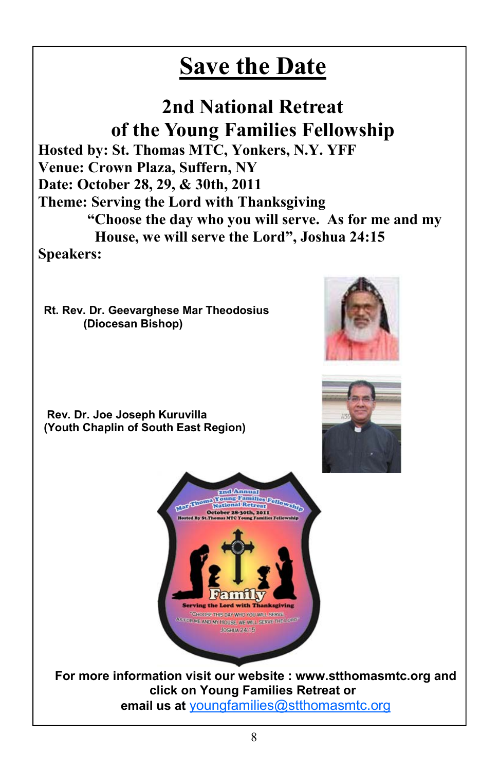# Save the Date

## 2nd National Retreat of the Young Families Fellowship

**Hosted by: St. Thomas MTC, Yonkers, N.Y. YFF**
**Venue: Crown Plaza, Suffern, NY**
**Date: October 28, 29, & 30th, 2011**
**Theme: Serving the Lord with Thanksgiving**

**"Choose the day who you will serve. As for me and my House, we will serve the Lord", Joshua 24:15**

**Speakers:**

**Rt. Rev. Dr. Geevarghese Mar Theodosius**
**(Diocesan Bishop)**

**Rev. Dr. Joe Joseph Kuruvilla**
**(Youth Chaplin of South East Region)**

**For more information visit our website : www.stthomasmtc.org and click on Young Families Retreat or email us at** youngfamilies@stthomasmtc.org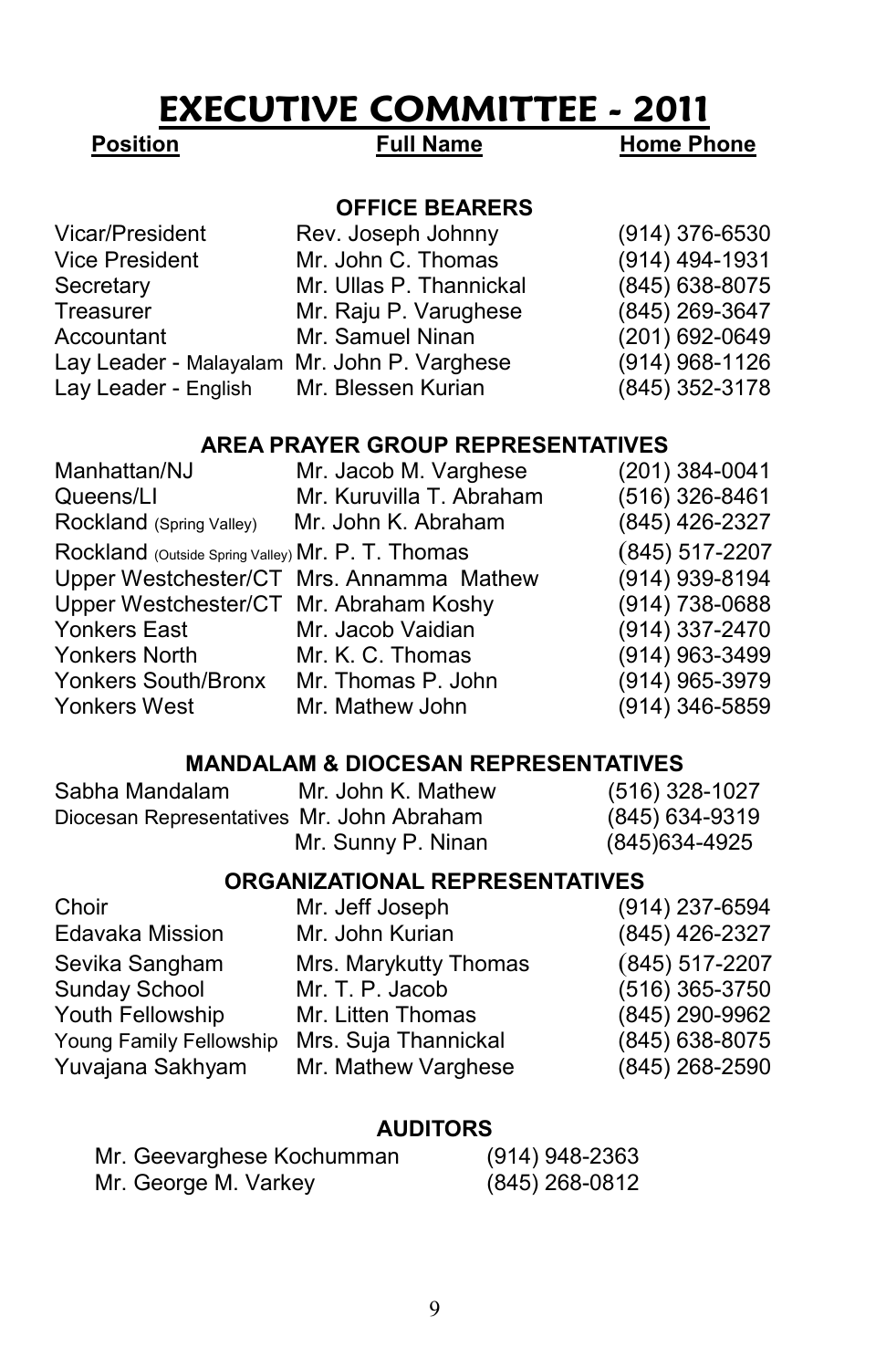# EXECUTIVE COMMITTEE - 2011

| Position | Full Name | Home Phone |
|---|---|---|
| **OFFICE BEARERS** | | |
| Vicar/President | Rev. Joseph Johnny | (914) 376-6530 |
| Vice President | Mr. John C. Thomas | (914) 494-1931 |
| Secretary | Mr. Ullas P. Thannickal | (845) 638-8075 |
| Treasurer | Mr. Raju P. Varughese | (845) 269-3647 |
| Accountant | Mr. Samuel Ninan | (201) 692-0649 |
| Lay Leader - Malayalam | Mr. John P. Varghese | (914) 968-1126 |
| Lay Leader - English | Mr. Blessen Kurian | (845) 352-3178 |
| **AREA PRAYER GROUP REPRESENTATIVES** | | |
| Manhattan/NJ | Mr. Jacob M. Varghese | (201) 384-0041 |
| Queens/LI | Mr. Kuruvilla T. Abraham | (516) 326-8461 |
| Rockland (Spring Valley) | Mr. John K. Abraham | (845) 426-2327 |
| Rockland (Outside Spring Valley) | Mr. P. T. Thomas | (845) 517-2207 |
| Upper Westchester/CT | Mrs. Annamma Mathew | (914) 939-8194 |
| Upper Westchester/CT | Mr. Abraham Koshy | (914) 738-0688 |
| Yonkers East | Mr. Jacob Vaidian | (914) 337-2470 |
| Yonkers North | Mr. K. C. Thomas | (914) 963-3499 |
| Yonkers South/Bronx | Mr. Thomas P. John | (914) 965-3979 |
| Yonkers West | Mr. Mathew John | (914) 346-5859 |
| **MANDALAM & DIOCESAN REPRESENTATIVES** | | |
| Sabha Mandalam | Mr. John K. Mathew | (516) 328-1027 |
| Diocesan Representatives | Mr. John Abraham | (845) 634-9319 |
| | Mr. Sunny P. Ninan | (845)634-4925 |
| **ORGANIZATIONAL REPRESENTATIVES** | | |
| Choir | Mr. Jeff Joseph | (914) 237-6594 |
| Edavaka Mission | Mr. John Kurian | (845) 426-2327 |
| Sevika Sangham | Mrs. Marykutty Thomas | (845) 517-2207 |
| Sunday School | Mr. T. P. Jacob | (516) 365-3750 |
| Youth Fellowship | Mr. Litten Thomas | (845) 290-9962 |
| Young Family Fellowship | Mrs. Suja Thannickal | (845) 638-8075 |
| Yuvajana Sakhyam | Mr. Mathew Varghese | (845) 268-2590 |

**AUDITORS**

| Name | Home Phone |
|---|---|
| Mr. Geevarghese Kochumman | (914) 948-2363 |
| Mr. George M. Varkey | (845) 268-0812 |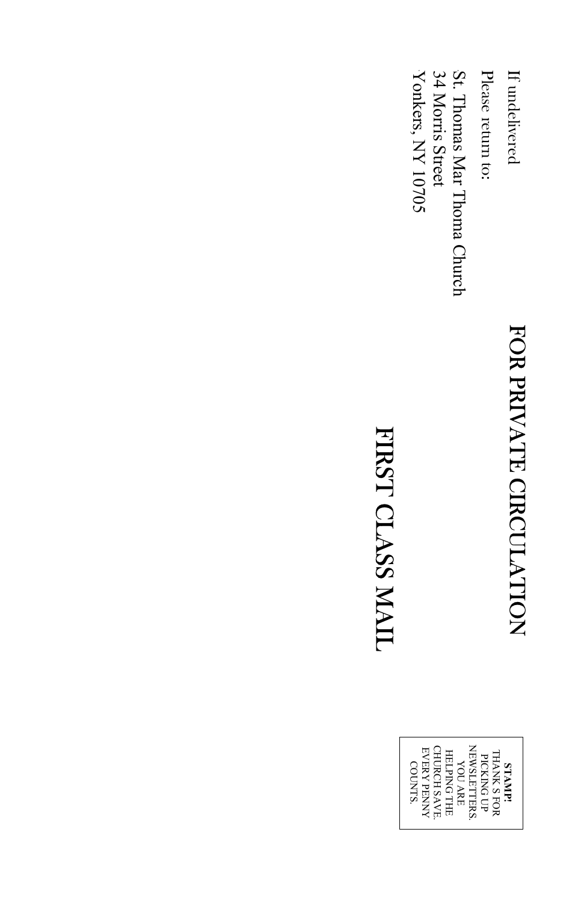If undelivered

Please return to:

St. Thomas Mar Thoma Church
34 Morris Street
Yonkers, NY 10705

**FOR PRIVATE CIRCULATION**

**FIRST CLASS MAIL**

**STAMP!**
THANK S FOR PICKING UP NEWSLETTERS. YOU ARE HELPING THE CHURCH SAVE. EVERY PENNY COUNTS.